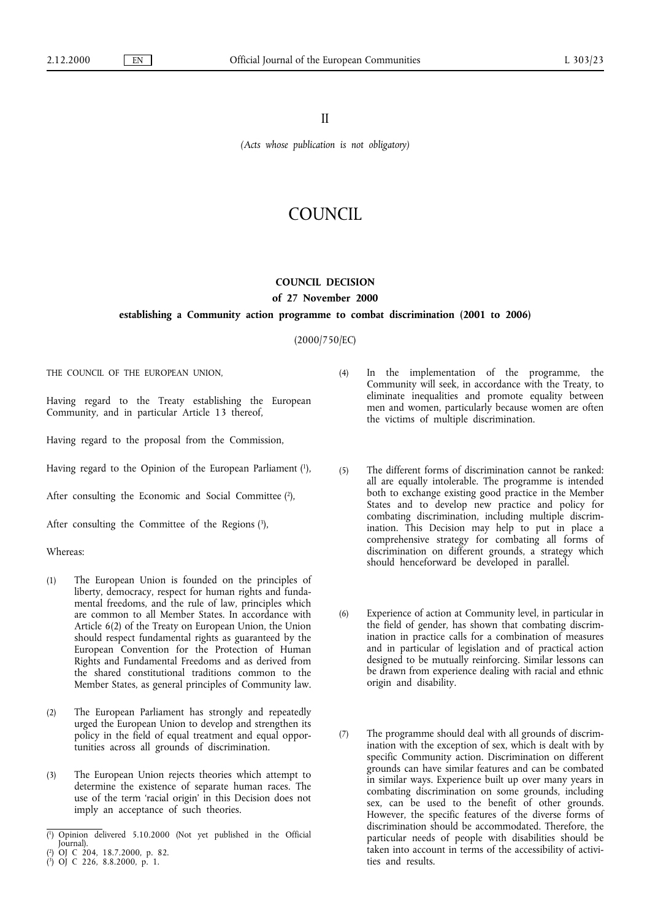II

*(Acts whose publication is not obligatory)*

# COUNCIL

## COUNCIL DECISION

### of 27 November 2000

### establishing a Community action programme to combat discrimination (2001 to 2006)

(2000/750/EC)

THE COUNCIL OF THE EUROPEAN UNION,

Having regard to the Treaty establishing the European Community, and in particular Article 13 thereof,

Having regard to the proposal from the Commission,

Having regard to the Opinion of the European Parliament [1],

After consulting the Economic and Social Committee [2],

After consulting the Committee of the Regions [3],

Whereas:

(1) The European Union is founded on the principles of liberty, democracy, respect for human rights and fundamental freedoms, and the rule of law, principles which are common to all Member States. In accordance with Article 6(2) of the Treaty on European Union, the Union should respect fundamental rights as guaranteed by the European Convention for the Protection of Human Rights and Fundamental Freedoms and as derived from the shared constitutional traditions common to the Member States, as general principles of Community law.

(2) The European Parliament has strongly and repeatedly urged the European Union to develop and strengthen its policy in the field of equal treatment and equal opportunities across all grounds of discrimination.

(3) The European Union rejects theories which attempt to determine the existence of separate human races. The use of the term 'racial origin' in this Decision does not imply an acceptance of such theories.

(4) In the implementation of the programme, the Community will seek, in accordance with the Treaty, to eliminate inequalities and promote equality between men and women, particularly because women are often the victims of multiple discrimination.

(5) The different forms of discrimination cannot be ranked: all are equally intolerable. The programme is intended both to exchange existing good practice in the Member States and to develop new practice and policy for combating discrimination, including multiple discrimination. This Decision may help to put in place a comprehensive strategy for combating all forms of discrimination on different grounds, a strategy which should henceforward be developed in parallel.

(6) Experience of action at Community level, in particular in the field of gender, has shown that combating discrimination in practice calls for a combination of measures and in particular of legislation and of practical action designed to be mutually reinforcing. Similar lessons can be drawn from experience dealing with racial and ethnic origin and disability.

(7) The programme should deal with all grounds of discrimination with the exception of sex, which is dealt with by specific Community action. Discrimination on different grounds can have similar features and can be combated in similar ways. Experience built up over many years in combating discrimination on some grounds, including sex, can be used to the benefit of other grounds. However, the specific features of the diverse forms of discrimination should be accommodated. Therefore, the particular needs of people with disabilities should be taken into account in terms of the accessibility of activities and results.

[1] Opinion delivered 5.10.2000 (Not yet published in the Official Journal).

[2] OJ C 204, 18.7.2000, p. 82.

[3] OJ C 226, 8.8.2000, p. 1.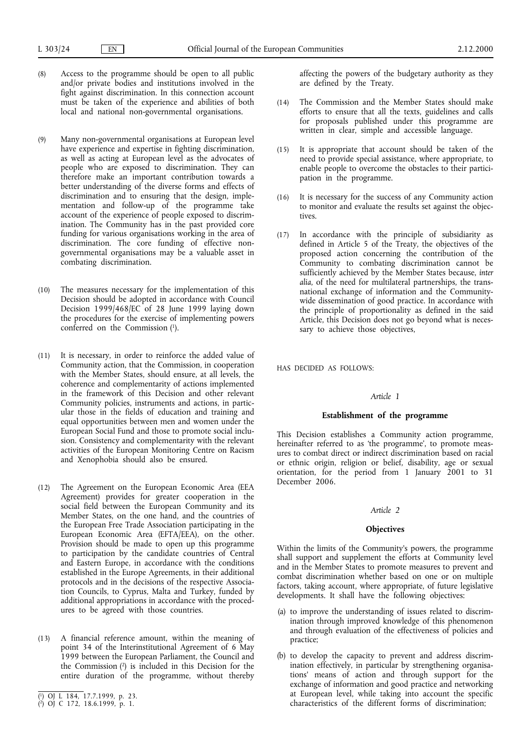(8) Access to the programme should be open to all public and/or private bodies and institutions involved in the fight against discrimination. In this connection account must be taken of the experience and abilities of both local and national non-governmental organisations.

(9) Many non-governmental organisations at European level have experience and expertise in fighting discrimination, as well as acting at European level as the advocates of people who are exposed to discrimination. They can therefore make an important contribution towards a better understanding of the diverse forms and effects of discrimination and to ensuring that the design, implementation and follow-up of the programme take account of the experience of people exposed to discrimination. The Community has in the past provided core funding for various organisations working in the area of discrimination. The core funding of effective non-governmental organisations may be a valuable asset in combating discrimination.

(10) The measures necessary for the implementation of this Decision should be adopted in accordance with Council Decision 1999/468/EC of 28 June 1999 laying down the procedures for the exercise of implementing powers conferred on the Commission [1].

(11) It is necessary, in order to reinforce the added value of Community action, that the Commission, in cooperation with the Member States, should ensure, at all levels, the coherence and complementarity of actions implemented in the framework of this Decision and other relevant Community policies, instruments and actions, in particular those in the fields of education and training and equal opportunities between men and women under the European Social Fund and those to promote social inclusion. Consistency and complementarity with the relevant activities of the European Monitoring Centre on Racism and Xenophobia should also be ensured.

(12) The Agreement on the European Economic Area (EEA Agreement) provides for greater cooperation in the social field between the European Community and its Member States, on the one hand, and the countries of the European Free Trade Association participating in the European Economic Area (EFTA/EEA), on the other. Provision should be made to open up this programme to participation by the candidate countries of Central and Eastern Europe, in accordance with the conditions established in the Europe Agreements, in their additional protocols and in the decisions of the respective Association Councils, to Cyprus, Malta and Turkey, funded by additional appropriations in accordance with the procedures to be agreed with those countries.

(13) A financial reference amount, within the meaning of point 34 of the Interinstitutional Agreement of 6 May 1999 between the European Parliament, the Council and the Commission [2] is included in this Decision for the entire duration of the programme, without thereby affecting the powers of the budgetary authority as they are defined by the Treaty.

(14) The Commission and the Member States should make efforts to ensure that all the texts, guidelines and calls for proposals published under this programme are written in clear, simple and accessible language.

(15) It is appropriate that account should be taken of the need to provide special assistance, where appropriate, to enable people to overcome the obstacles to their participation in the programme.

(16) It is necessary for the success of any Community action to monitor and evaluate the results set against the objectives.

(17) In accordance with the principle of subsidiarity as defined in Article 5 of the Treaty, the objectives of the proposed action concerning the contribution of the Community to combating discrimination cannot be sufficiently achieved by the Member States because, *inter alia*, of the need for multilateral partnerships, the transnational exchange of information and the Community-wide dissemination of good practice. In accordance with the principle of proportionality as defined in the said Article, this Decision does not go beyond what is necessary to achieve those objectives,

HAS DECIDED AS FOLLOWS:

*Article 1*

**Establishment of the programme**

This Decision establishes a Community action programme, hereinafter referred to as 'the programme', to promote measures to combat direct or indirect discrimination based on racial or ethnic origin, religion or belief, disability, age or sexual orientation, for the period from 1 January 2001 to 31 December 2006.

*Article 2*

**Objectives**

Within the limits of the Community's powers, the programme shall support and supplement the efforts at Community level and in the Member States to promote measures to prevent and combat discrimination whether based on one or on multiple factors, taking account, where appropriate, of future legislative developments. It shall have the following objectives:

(a) to improve the understanding of issues related to discrimination through improved knowledge of this phenomenon and through evaluation of the effectiveness of policies and practice;

(b) to develop the capacity to prevent and address discrimination effectively, in particular by strengthening organisations' means of action and through support for the exchange of information and good practice and networking at European level, while taking into account the specific characteristics of the different forms of discrimination;

[1] OJ L 184, 17.7.1999, p. 23.
[2] OJ C 172, 18.6.1999, p. 1.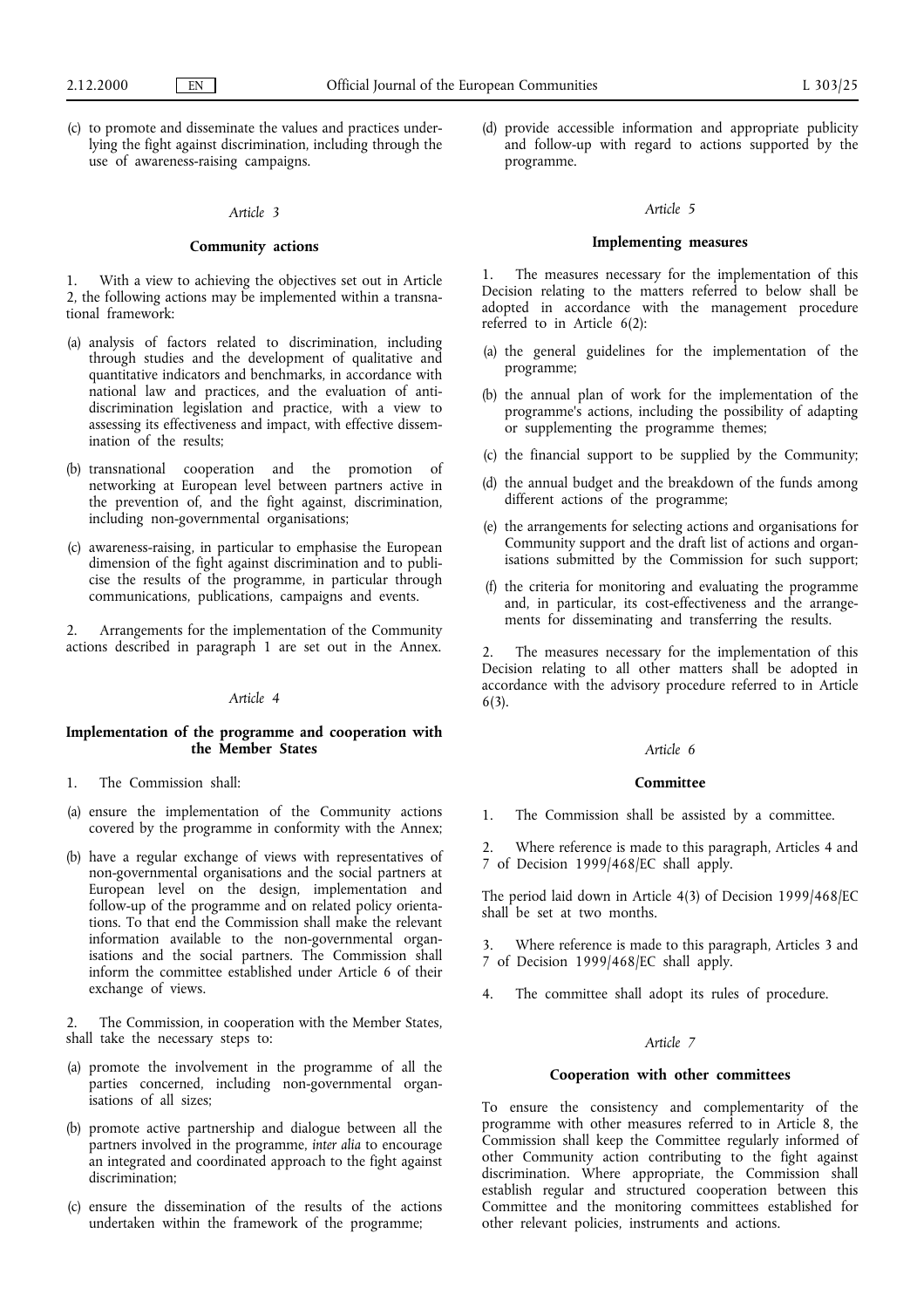(c) to promote and disseminate the values and practices underlying the fight against discrimination, including through the use of awareness-raising campaigns.

*Article 3*

**Community actions**

1. With a view to achieving the objectives set out in Article 2, the following actions may be implemented within a transnational framework:

(a) analysis of factors related to discrimination, including through studies and the development of qualitative and quantitative indicators and benchmarks, in accordance with national law and practices, and the evaluation of anti-discrimination legislation and practice, with a view to assessing its effectiveness and impact, with effective dissemination of the results;

(b) transnational cooperation and the promotion of networking at European level between partners active in the prevention of, and the fight against, discrimination, including non-governmental organisations;

(c) awareness-raising, in particular to emphasise the European dimension of the fight against discrimination and to publicise the results of the programme, in particular through communications, publications, campaigns and events.

2. Arrangements for the implementation of the Community actions described in paragraph 1 are set out in the Annex.

*Article 4*

**Implementation of the programme and cooperation with the Member States**

1. The Commission shall:

(a) ensure the implementation of the Community actions covered by the programme in conformity with the Annex;

(b) have a regular exchange of views with representatives of non-governmental organisations and the social partners at European level on the design, implementation and follow-up of the programme and on related policy orientations. To that end the Commission shall make the relevant information available to the non-governmental organisations and the social partners. The Commission shall inform the committee established under Article 6 of their exchange of views.

2. The Commission, in cooperation with the Member States, shall take the necessary steps to:

(a) promote the involvement in the programme of all the parties concerned, including non-governmental organisations of all sizes;

(b) promote active partnership and dialogue between all the partners involved in the programme, *inter alia* to encourage an integrated and coordinated approach to the fight against discrimination;

(c) ensure the dissemination of the results of the actions undertaken within the framework of the programme;

(d) provide accessible information and appropriate publicity and follow-up with regard to actions supported by the programme.

*Article 5*

**Implementing measures**

1. The measures necessary for the implementation of this Decision relating to the matters referred to below shall be adopted in accordance with the management procedure referred to in Article 6(2):

(a) the general guidelines for the implementation of the programme;

(b) the annual plan of work for the implementation of the programme's actions, including the possibility of adapting or supplementing the programme themes;

(c) the financial support to be supplied by the Community;

(d) the annual budget and the breakdown of the funds among different actions of the programme;

(e) the arrangements for selecting actions and organisations for Community support and the draft list of actions and organisations submitted by the Commission for such support;

(f) the criteria for monitoring and evaluating the programme and, in particular, its cost-effectiveness and the arrangements for disseminating and transferring the results.

2. The measures necessary for the implementation of this Decision relating to all other matters shall be adopted in accordance with the advisory procedure referred to in Article 6(3).

*Article 6*

**Committee**

1. The Commission shall be assisted by a committee.

2. Where reference is made to this paragraph, Articles 4 and 7 of Decision 1999/468/EC shall apply.

The period laid down in Article 4(3) of Decision 1999/468/EC shall be set at two months.

3. Where reference is made to this paragraph, Articles 3 and 7 of Decision 1999/468/EC shall apply.

4. The committee shall adopt its rules of procedure.

*Article 7*

**Cooperation with other committees**

To ensure the consistency and complementarity of the programme with other measures referred to in Article 8, the Commission shall keep the Committee regularly informed of other Community action contributing to the fight against discrimination. Where appropriate, the Commission shall establish regular and structured cooperation between this Committee and the monitoring committees established for other relevant policies, instruments and actions.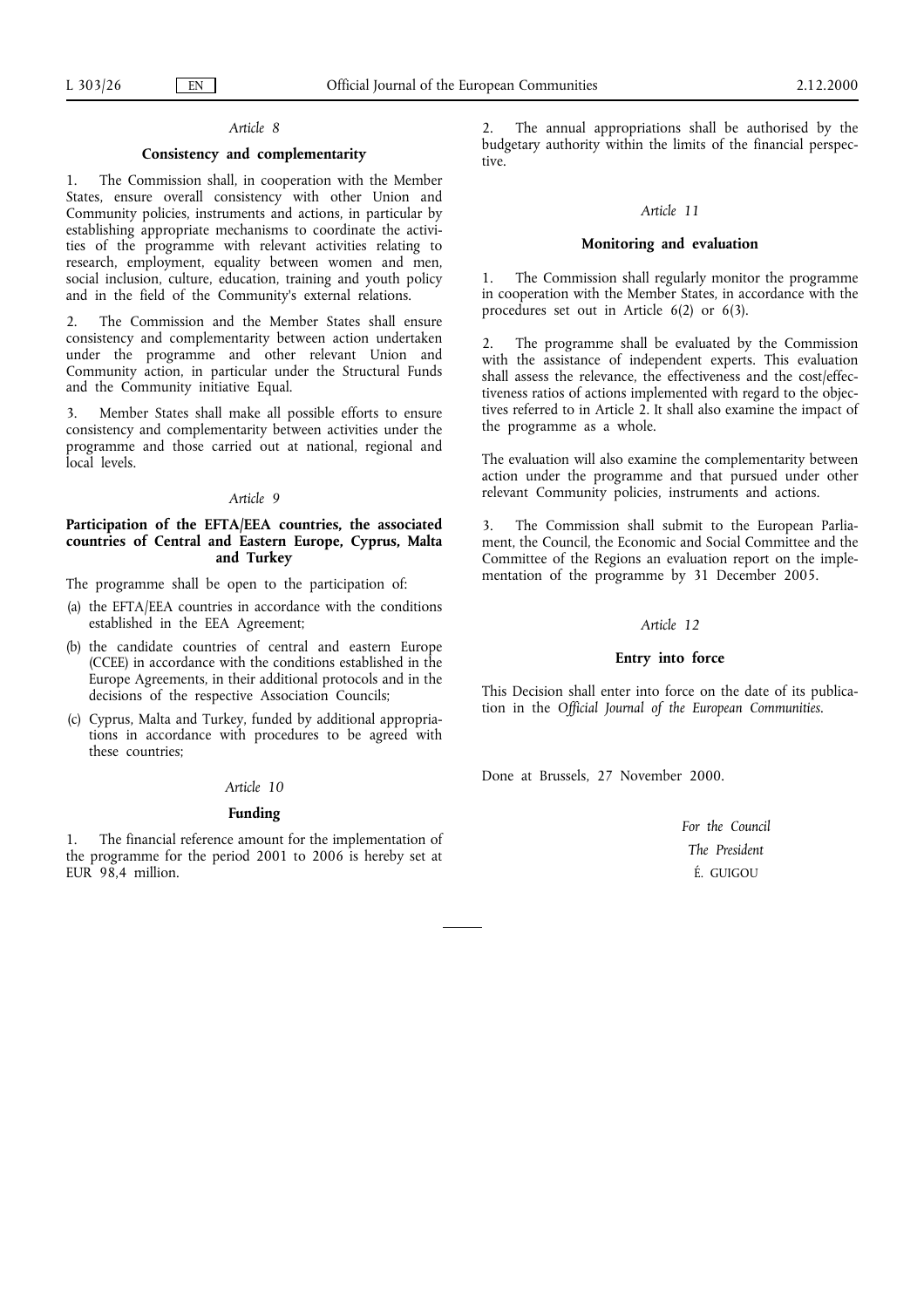*Article 8*

**Consistency and complementarity**

1. The Commission shall, in cooperation with the Member States, ensure overall consistency with other Union and Community policies, instruments and actions, in particular by establishing appropriate mechanisms to coordinate the activities of the programme with relevant activities relating to research, employment, equality between women and men, social inclusion, culture, education, training and youth policy and in the field of the Community's external relations.

2. The Commission and the Member States shall ensure consistency and complementarity between action undertaken under the programme and other relevant Union and Community action, in particular under the Structural Funds and the Community initiative Equal.

3. Member States shall make all possible efforts to ensure consistency and complementarity between activities under the programme and those carried out at national, regional and local levels.

*Article 9*

**Participation of the EFTA/EEA countries, the associated countries of Central and Eastern Europe, Cyprus, Malta and Turkey**

The programme shall be open to the participation of:

(a) the EFTA/EEA countries in accordance with the conditions established in the EEA Agreement;

(b) the candidate countries of central and eastern Europe (CCEE) in accordance with the conditions established in the Europe Agreements, in their additional protocols and in the decisions of the respective Association Councils;

(c) Cyprus, Malta and Turkey, funded by additional appropriations in accordance with procedures to be agreed with these countries;

*Article 10*

**Funding**

1. The financial reference amount for the implementation of the programme for the period 2001 to 2006 is hereby set at EUR 98,4 million.

2. The annual appropriations shall be authorised by the budgetary authority within the limits of the financial perspective.

*Article 11*

**Monitoring and evaluation**

1. The Commission shall regularly monitor the programme in cooperation with the Member States, in accordance with the procedures set out in Article 6(2) or 6(3).

2. The programme shall be evaluated by the Commission with the assistance of independent experts. This evaluation shall assess the relevance, the effectiveness and the cost/effectiveness ratios of actions implemented with regard to the objectives referred to in Article 2. It shall also examine the impact of the programme as a whole.

The evaluation will also examine the complementarity between action under the programme and that pursued under other relevant Community policies, instruments and actions.

3. The Commission shall submit to the European Parliament, the Council, the Economic and Social Committee and the Committee of the Regions an evaluation report on the implementation of the programme by 31 December 2005.

*Article 12*

**Entry into force**

This Decision shall enter into force on the date of its publication in the *Official Journal of the European Communities*.

Done at Brussels, 27 November 2000.

*For the Council*

*The President*

É. GUIGOU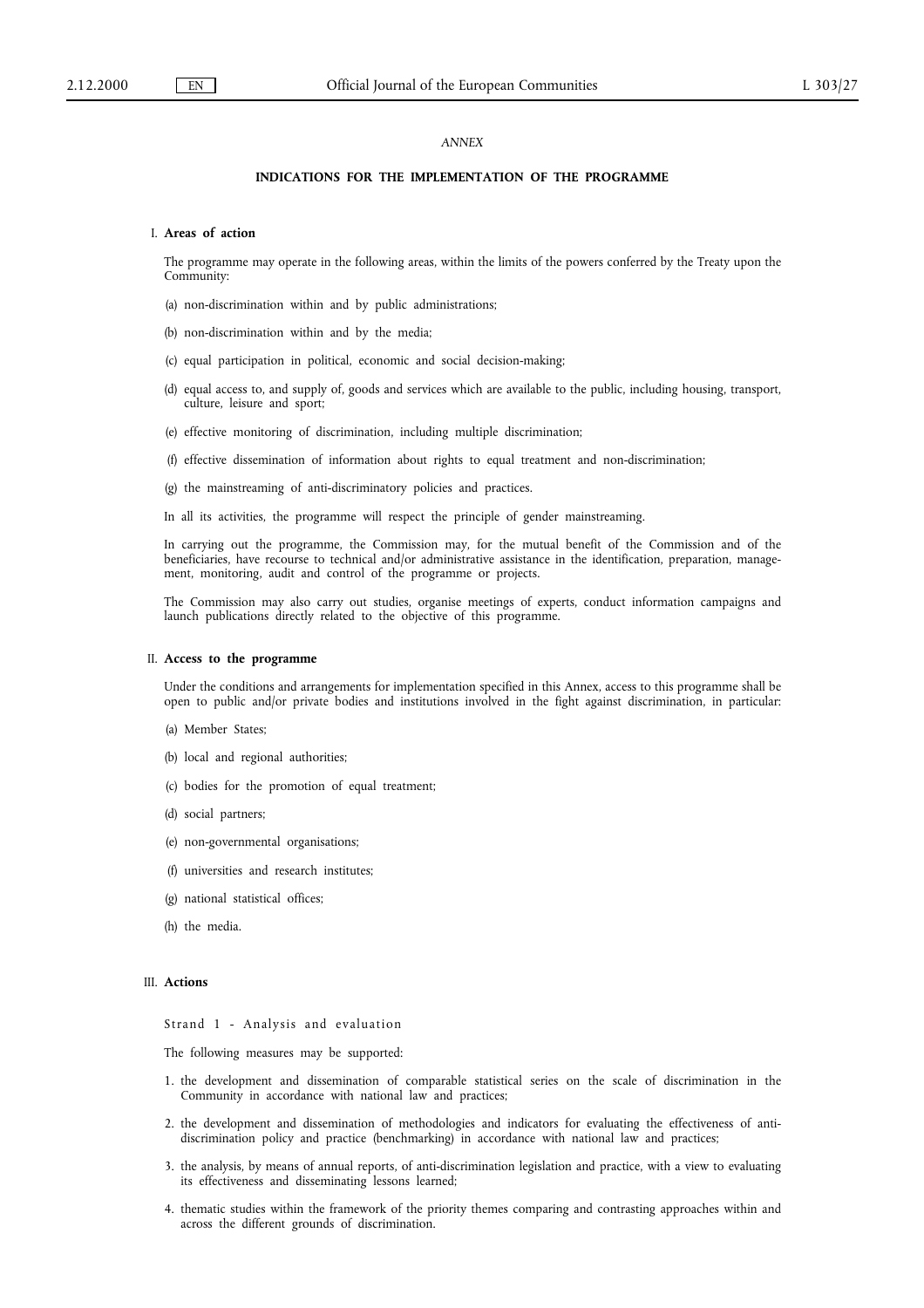*ANNEX*

## INDICATIONS FOR THE IMPLEMENTATION OF THE PROGRAMME

### I. **Areas of action**

The programme may operate in the following areas, within the limits of the powers conferred by the Treaty upon the Community:

(a) non-discrimination within and by public administrations;

(b) non-discrimination within and by the media;

(c) equal participation in political, economic and social decision-making;

(d) equal access to, and supply of, goods and services which are available to the public, including housing, transport, culture, leisure and sport;

(e) effective monitoring of discrimination, including multiple discrimination;

(f) effective dissemination of information about rights to equal treatment and non-discrimination;

(g) the mainstreaming of anti-discriminatory policies and practices.

In all its activities, the programme will respect the principle of gender mainstreaming.

In carrying out the programme, the Commission may, for the mutual benefit of the Commission and of the beneficiaries, have recourse to technical and/or administrative assistance in the identification, preparation, management, monitoring, audit and control of the programme or projects.

The Commission may also carry out studies, organise meetings of experts, conduct information campaigns and launch publications directly related to the objective of this programme.

### II. **Access to the programme**

Under the conditions and arrangements for implementation specified in this Annex, access to this programme shall be open to public and/or private bodies and institutions involved in the fight against discrimination, in particular:

(a) Member States;

(b) local and regional authorities;

(c) bodies for the promotion of equal treatment;

(d) social partners;

(e) non-governmental organisations;

(f) universities and research institutes;

(g) national statistical offices;

(h) the media.

### III. **Actions**

Strand 1 - Analysis and evaluation

The following measures may be supported:

1. the development and dissemination of comparable statistical series on the scale of discrimination in the Community in accordance with national law and practices;

2. the development and dissemination of methodologies and indicators for evaluating the effectiveness of anti-discrimination policy and practice (benchmarking) in accordance with national law and practices;

3. the analysis, by means of annual reports, of anti-discrimination legislation and practice, with a view to evaluating its effectiveness and disseminating lessons learned;

4. thematic studies within the framework of the priority themes comparing and contrasting approaches within and across the different grounds of discrimination.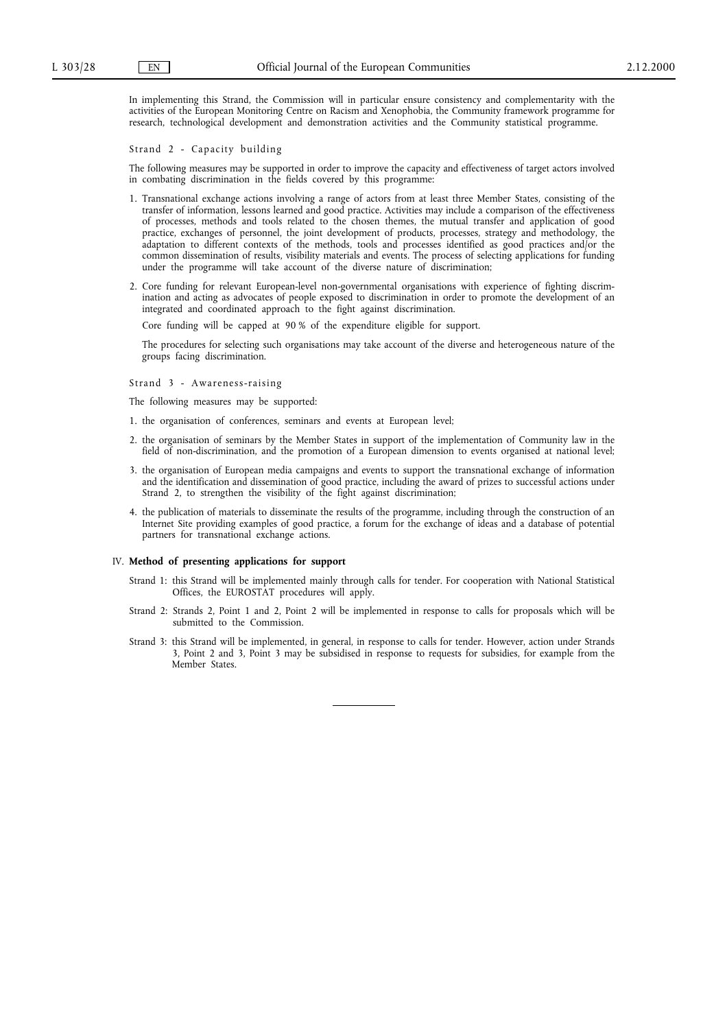In implementing this Strand, the Commission will in particular ensure consistency and complementarity with the activities of the European Monitoring Centre on Racism and Xenophobia, the Community framework programme for research, technological development and demonstration activities and the Community statistical programme.

Strand 2 - Capacity building

The following measures may be supported in order to improve the capacity and effectiveness of target actors involved in combating discrimination in the fields covered by this programme:

1. Transnational exchange actions involving a range of actors from at least three Member States, consisting of the transfer of information, lessons learned and good practice. Activities may include a comparison of the effectiveness of processes, methods and tools related to the chosen themes, the mutual transfer and application of good practice, exchanges of personnel, the joint development of products, processes, strategy and methodology, the adaptation to different contexts of the methods, tools and processes identified as good practices and/or the common dissemination of results, visibility materials and events. The process of selecting applications for funding under the programme will take account of the diverse nature of discrimination;

2. Core funding for relevant European-level non-governmental organisations with experience of fighting discrimination and acting as advocates of people exposed to discrimination in order to promote the development of an integrated and coordinated approach to the fight against discrimination.

   Core funding will be capped at 90 % of the expenditure eligible for support.

   The procedures for selecting such organisations may take account of the diverse and heterogeneous nature of the groups facing discrimination.

Strand 3 - Awareness-raising

The following measures may be supported:

1. the organisation of conferences, seminars and events at European level;

2. the organisation of seminars by the Member States in support of the implementation of Community law in the field of non-discrimination, and the promotion of a European dimension to events organised at national level;

3. the organisation of European media campaigns and events to support the transnational exchange of information and the identification and dissemination of good practice, including the award of prizes to successful actions under Strand 2, to strengthen the visibility of the fight against discrimination;

4. the publication of materials to disseminate the results of the programme, including through the construction of an Internet Site providing examples of good practice, a forum for the exchange of ideas and a database of potential partners for transnational exchange actions.

## IV. **Method of presenting applications for support**

Strand 1: this Strand will be implemented mainly through calls for tender. For cooperation with National Statistical Offices, the EUROSTAT procedures will apply.

Strand 2: Strands 2, Point 1 and 2, Point 2 will be implemented in response to calls for proposals which will be submitted to the Commission.

Strand 3: this Strand will be implemented, in general, in response to calls for tender. However, action under Strands 3, Point 2 and 3, Point 3 may be subsidised in response to requests for subsidies, for example from the Member States.